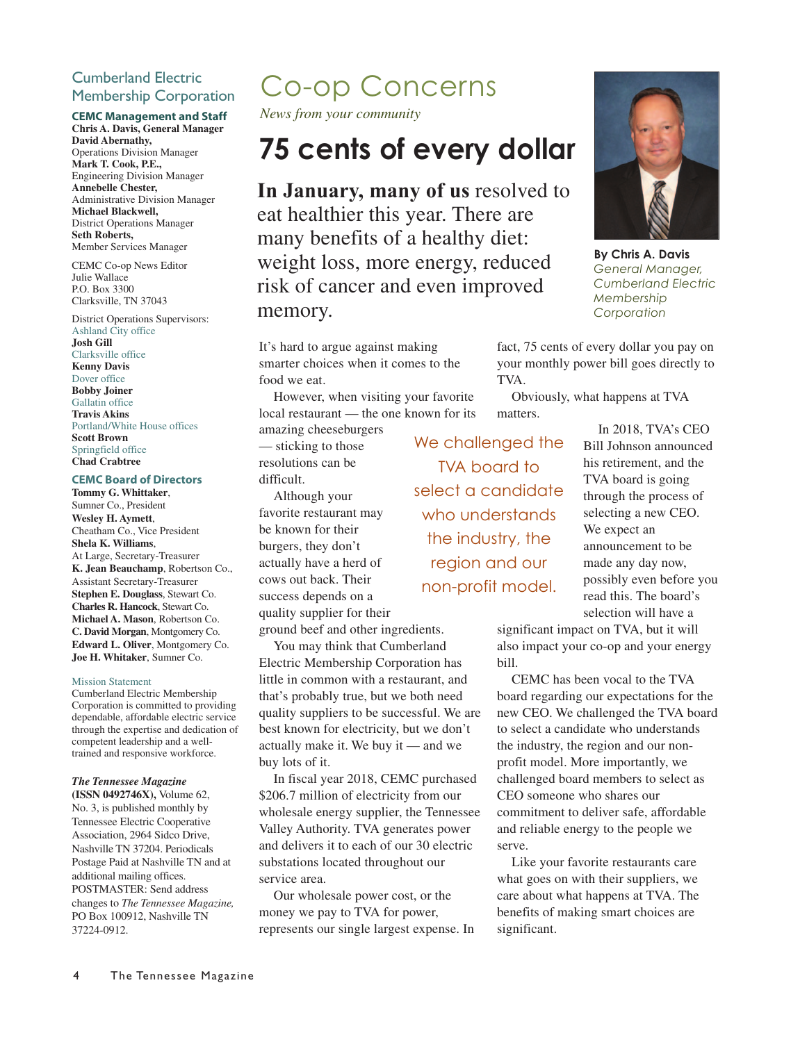# Co-op Concerns

*News from your community*

## 75 cents of every dollar

**By Chris A. Davis**
*General Manager, Cumberland Electric Membership Corporation*

**In January, many of us** resolved to eat healthier this year. There are many benefits of a healthy diet: weight loss, more energy, reduced risk of cancer and even improved memory.

It's hard to argue against making smarter choices when it comes to the food we eat.

However, when visiting your favorite local restaurant — the one known for its amazing cheeseburgers — sticking to those resolutions can be difficult.

Although your favorite restaurant may be known for their burgers, they don't actually have a herd of cows out back. Their success depends on a quality supplier for their ground beef and other ingredients.

You may think that Cumberland Electric Membership Corporation has little in common with a restaurant, and that's probably true, but we both need quality suppliers to be successful. We are best known for electricity, but we don't actually make it. We buy it — and we buy lots of it.

In fiscal year 2018, CEMC purchased $206.7 million of electricity from our wholesale energy supplier, the Tennessee Valley Authority. TVA generates power and delivers it to each of our 30 electric substations located throughout our service area.

Our wholesale power cost, or the money we pay to TVA for power, represents our single largest expense. In fact, 75 cents of every dollar you pay on your monthly power bill goes directly to TVA.

Obviously, what happens at TVA matters.

> We challenged the TVA board to select a candidate who understands the industry, the region and our non-profit model.

In 2018, TVA's CEO Bill Johnson announced his retirement, and the TVA board is going through the process of selecting a new CEO. We expect an announcement to be made any day now, possibly even before you read this. The board's selection will have a significant impact on TVA, but it will also impact your co-op and your energy bill.

CEMC has been vocal to the TVA board regarding our expectations for the new CEO. We challenged the TVA board to select a candidate who understands the industry, the region and our non-profit model. More importantly, we challenged board members to select as CEO someone who shares our commitment to deliver safe, affordable and reliable energy to the people we serve.

Like your favorite restaurants care what goes on with their suppliers, we care about what happens at TVA. The benefits of making smart choices are significant.

---

### Cumberland Electric Membership Corporation

**CEMC Management and Staff**

**Chris A. Davis, General Manager**
**David Abernathy,** Operations Division Manager
**Mark T. Cook, P.E.,** Engineering Division Manager
**Annebelle Chester,** Administrative Division Manager
**Michael Blackwell,** District Operations Manager
**Seth Roberts,** Member Services Manager

CEMC Co-op News Editor
Julie Wallace
P.O. Box 3300
Clarksville, TN 37043

District Operations Supervisors:
Ashland City office
**Josh Gill**
Clarksville office
**Kenny Davis**
Dover office
**Bobby Joiner**
Gallatin office
**Travis Akins**
Portland/White House offices
**Scott Brown**
Springfield office
**Chad Crabtree**

**CEMC Board of Directors**

**Tommy G. Whittaker**, Sumner Co., President
**Wesley H. Aymett**, Cheatham Co., Vice President
**Shela K. Williams**, At Large, Secretary-Treasurer
**K. Jean Beauchamp**, Robertson Co., Assistant Secretary-Treasurer
**Stephen E. Douglass**, Stewart Co.
**Charles R. Hancock**, Stewart Co.
**Michael A. Mason**, Robertson Co.
**C. David Morgan**, Montgomery Co.
**Edward L. Oliver**, Montgomery Co.
**Joe H. Whitaker**, Sumner Co.

Mission Statement
Cumberland Electric Membership Corporation is committed to providing dependable, affordable electric service through the expertise and dedication of competent leadership and a well-trained and responsive workforce.

***The Tennessee Magazine* (ISSN 0492746X),** Volume 62, No. 3, is published monthly by Tennessee Electric Cooperative Association, 2964 Sidco Drive, Nashville TN 37204. Periodicals Postage Paid at Nashville TN and at additional mailing offices. POSTMASTER: Send address changes to *The Tennessee Magazine,* PO Box 100912, Nashville TN 37224-0912.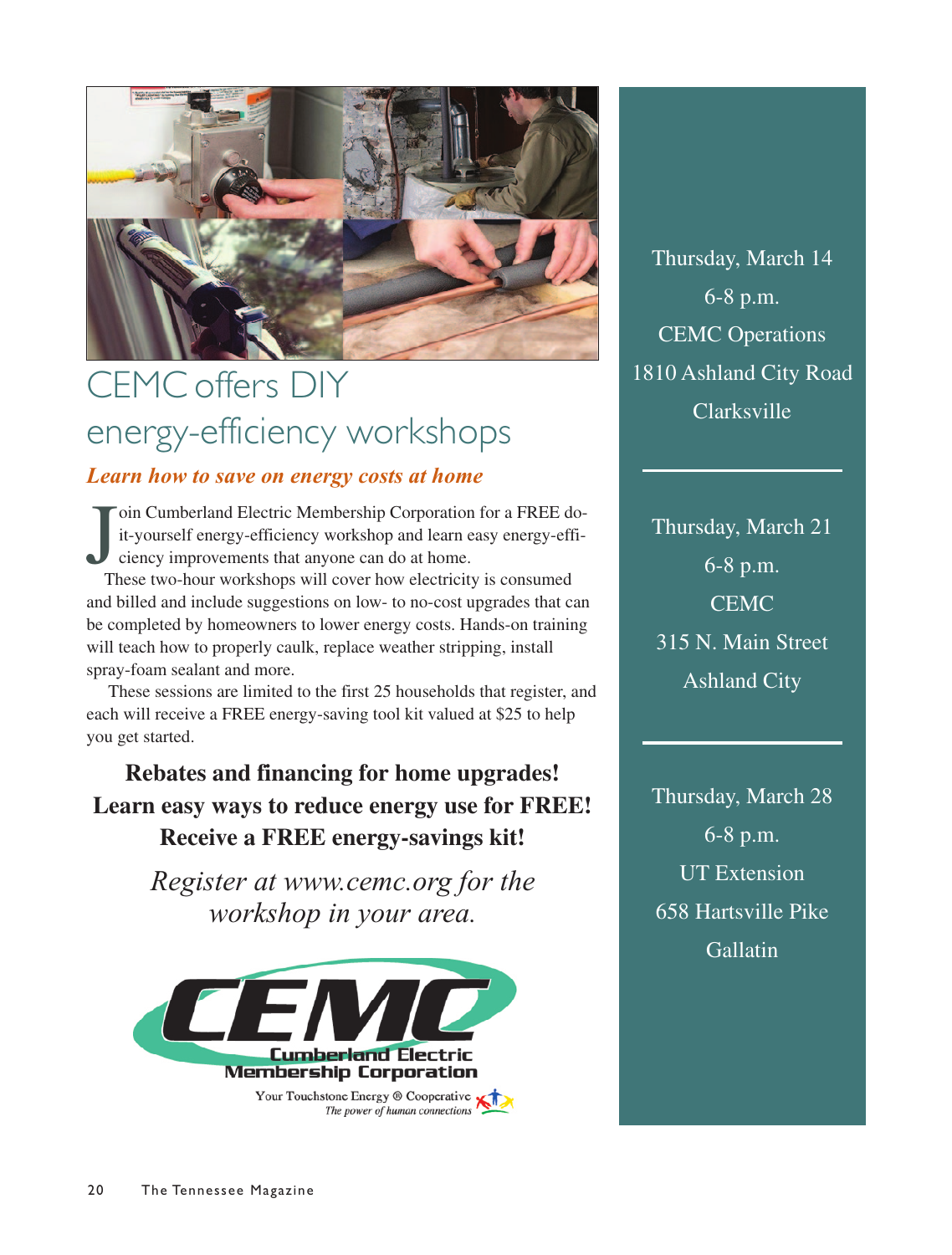# CEMC offers DIY energy-efficiency workshops

***Learn how to save on energy costs at home***

Join Cumberland Electric Membership Corporation for a FREE do-it-yourself energy-efficiency workshop and learn easy energy-efficiency improvements that anyone can do at home.

These two-hour workshops will cover how electricity is consumed and billed and include suggestions on low- to no-cost upgrades that can be completed by homeowners to lower energy costs. Hands-on training will teach how to properly caulk, replace weather stripping, install spray-foam sealant and more.

These sessions are limited to the first 25 households that register, and each will receive a FREE energy-saving tool kit valued at $25 to help you get started.

**Rebates and financing for home upgrades!**
**Learn easy ways to reduce energy use for FREE!**
**Receive a FREE energy-savings kit!**

*Register at www.cemc.org for the workshop in your area.*

CEMC
Cumberland Electric Membership Corporation
Your Touchstone Energy ® Cooperative
*The power of human connections*

Thursday, March 14
6-8 p.m.
CEMC Operations
1810 Ashland City Road
Clarksville

---

Thursday, March 21
6-8 p.m.
CEMC
315 N. Main Street
Ashland City

---

Thursday, March 28
6-8 p.m.
UT Extension
658 Hartsville Pike
Gallatin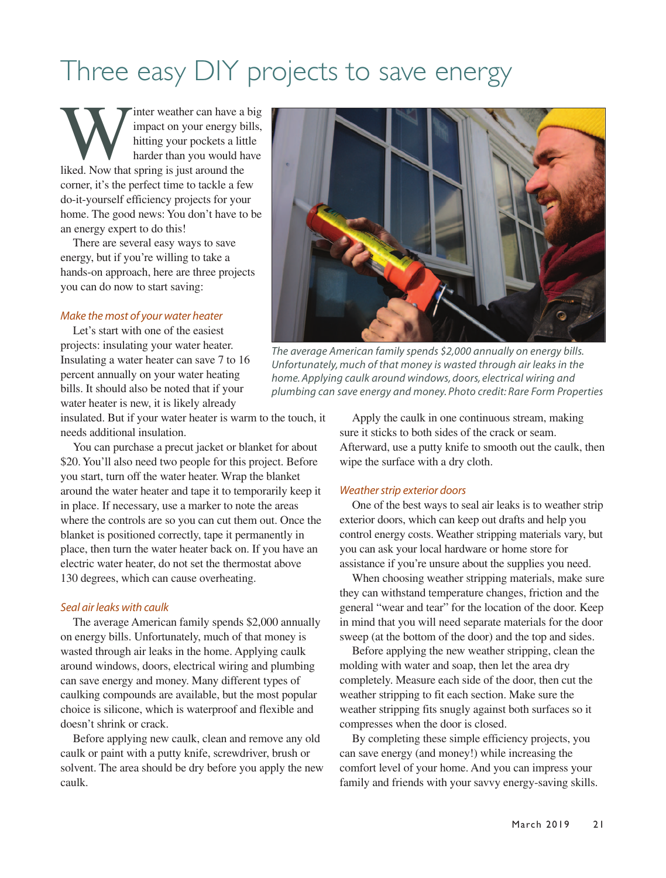# Three easy DIY projects to save energy

Winter weather can have a big impact on your energy bills, hitting your pockets a little harder than you would have liked. Now that spring is just around the corner, it's the perfect time to tackle a few do-it-yourself efficiency projects for your home. The good news: You don't have to be an energy expert to do this!

There are several easy ways to save energy, but if you're willing to take a hands-on approach, here are three projects you can do now to start saving:

*The average American family spends $2,000 annually on energy bills. Unfortunately, much of that money is wasted through air leaks in the home. Applying caulk around windows, doors, electrical wiring and plumbing can save energy and money. Photo credit: Rare Form Properties*

### *Make the most of your water heater*

Let's start with one of the easiest projects: insulating your water heater. Insulating a water heater can save 7 to 16 percent annually on your water heating bills. It should also be noted that if your water heater is new, it is likely already insulated. But if your water heater is warm to the touch, it needs additional insulation.

You can purchase a precut jacket or blanket for about $20. You'll also need two people for this project. Before you start, turn off the water heater. Wrap the blanket around the water heater and tape it to temporarily keep it in place. If necessary, use a marker to note the areas where the controls are so you can cut them out. Once the blanket is positioned correctly, tape it permanently in place, then turn the water heater back on. If you have an electric water heater, do not set the thermostat above 130 degrees, which can cause overheating.

### *Seal air leaks with caulk*

The average American family spends $2,000 annually on energy bills. Unfortunately, much of that money is wasted through air leaks in the home. Applying caulk around windows, doors, electrical wiring and plumbing can save energy and money. Many different types of caulking compounds are available, but the most popular choice is silicone, which is waterproof and flexible and doesn't shrink or crack.

Before applying new caulk, clean and remove any old caulk or paint with a putty knife, screwdriver, brush or solvent. The area should be dry before you apply the new caulk.

Apply the caulk in one continuous stream, making sure it sticks to both sides of the crack or seam. Afterward, use a putty knife to smooth out the caulk, then wipe the surface with a dry cloth.

### *Weather strip exterior doors*

One of the best ways to seal air leaks is to weather strip exterior doors, which can keep out drafts and help you control energy costs. Weather stripping materials vary, but you can ask your local hardware or home store for assistance if you're unsure about the supplies you need.

When choosing weather stripping materials, make sure they can withstand temperature changes, friction and the general "wear and tear" for the location of the door. Keep in mind that you will need separate materials for the door sweep (at the bottom of the door) and the top and sides.

Before applying the new weather stripping, clean the molding with water and soap, then let the area dry completely. Measure each side of the door, then cut the weather stripping to fit each section. Make sure the weather stripping fits snugly against both surfaces so it compresses when the door is closed.

By completing these simple efficiency projects, you can save energy (and money!) while increasing the comfort level of your home. And you can impress your family and friends with your savvy energy-saving skills.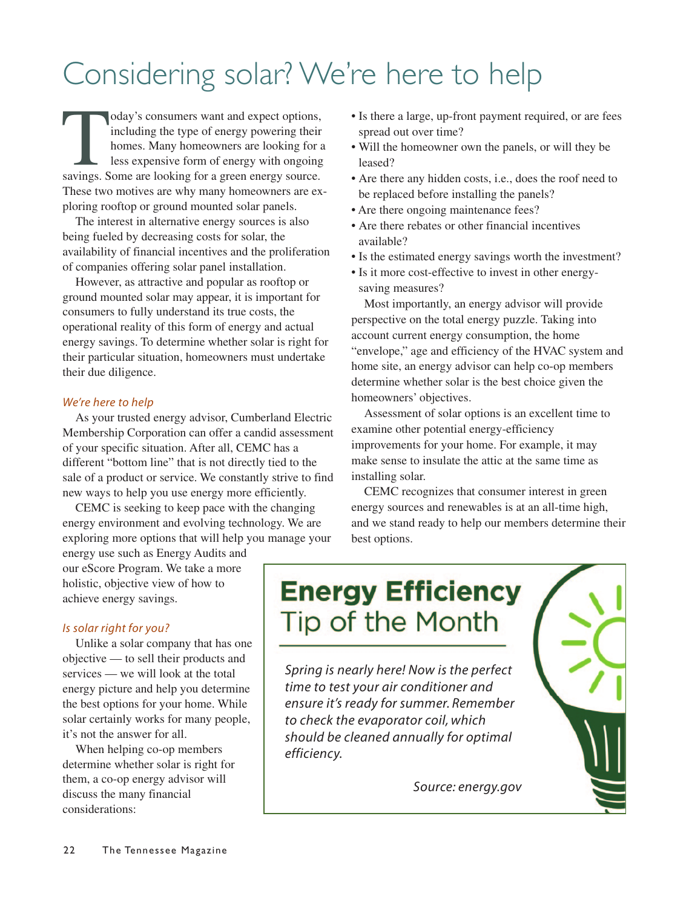# Considering solar? We're here to help

Today's consumers want and expect options, including the type of energy powering their homes. Many homeowners are looking for a less expensive form of energy with ongoing savings. Some are looking for a green energy source. These two motives are why many homeowners are exploring rooftop or ground mounted solar panels.

The interest in alternative energy sources is also being fueled by decreasing costs for solar, the availability of financial incentives and the proliferation of companies offering solar panel installation.

However, as attractive and popular as rooftop or ground mounted solar may appear, it is important for consumers to fully understand its true costs, the operational reality of this form of energy and actual energy savings. To determine whether solar is right for their particular situation, homeowners must undertake their due diligence.

### *We're here to help*

As your trusted energy advisor, Cumberland Electric Membership Corporation can offer a candid assessment of your specific situation. After all, CEMC has a different "bottom line" that is not directly tied to the sale of a product or service. We constantly strive to find new ways to help you use energy more efficiently.

CEMC is seeking to keep pace with the changing energy environment and evolving technology. We are exploring more options that will help you manage your energy use such as Energy Audits and our eScore Program. We take a more holistic, objective view of how to achieve energy savings.

### *Is solar right for you?*

Unlike a solar company that has one objective — to sell their products and services — we will look at the total energy picture and help you determine the best options for your home. While solar certainly works for many people, it's not the answer for all.

When helping co-op members determine whether solar is right for them, a co-op energy advisor will discuss the many financial considerations:

- Is there a large, up-front payment required, or are fees spread out over time?
- Will the homeowner own the panels, or will they be leased?
- Are there any hidden costs, i.e., does the roof need to be replaced before installing the panels?
- Are there ongoing maintenance fees?
- Are there rebates or other financial incentives available?
- Is the estimated energy savings worth the investment?
- Is it more cost-effective to invest in other energy-saving measures?

Most importantly, an energy advisor will provide perspective on the total energy puzzle. Taking into account current energy consumption, the home "envelope," age and efficiency of the HVAC system and home site, an energy advisor can help co-op members determine whether solar is the best choice given the homeowners' objectives.

Assessment of solar options is an excellent time to examine other potential energy-efficiency improvements for your home. For example, it may make sense to insulate the attic at the same time as installing solar.

CEMC recognizes that consumer interest in green energy sources and renewables is at an all-time high, and we stand ready to help our members determine their best options.

## **Energy Efficiency** Tip of the Month

*Spring is nearly here! Now is the perfect time to test your air conditioner and ensure it's ready for summer. Remember to check the evaporator coil, which should be cleaned annually for optimal efficiency.*

*Source: energy.gov*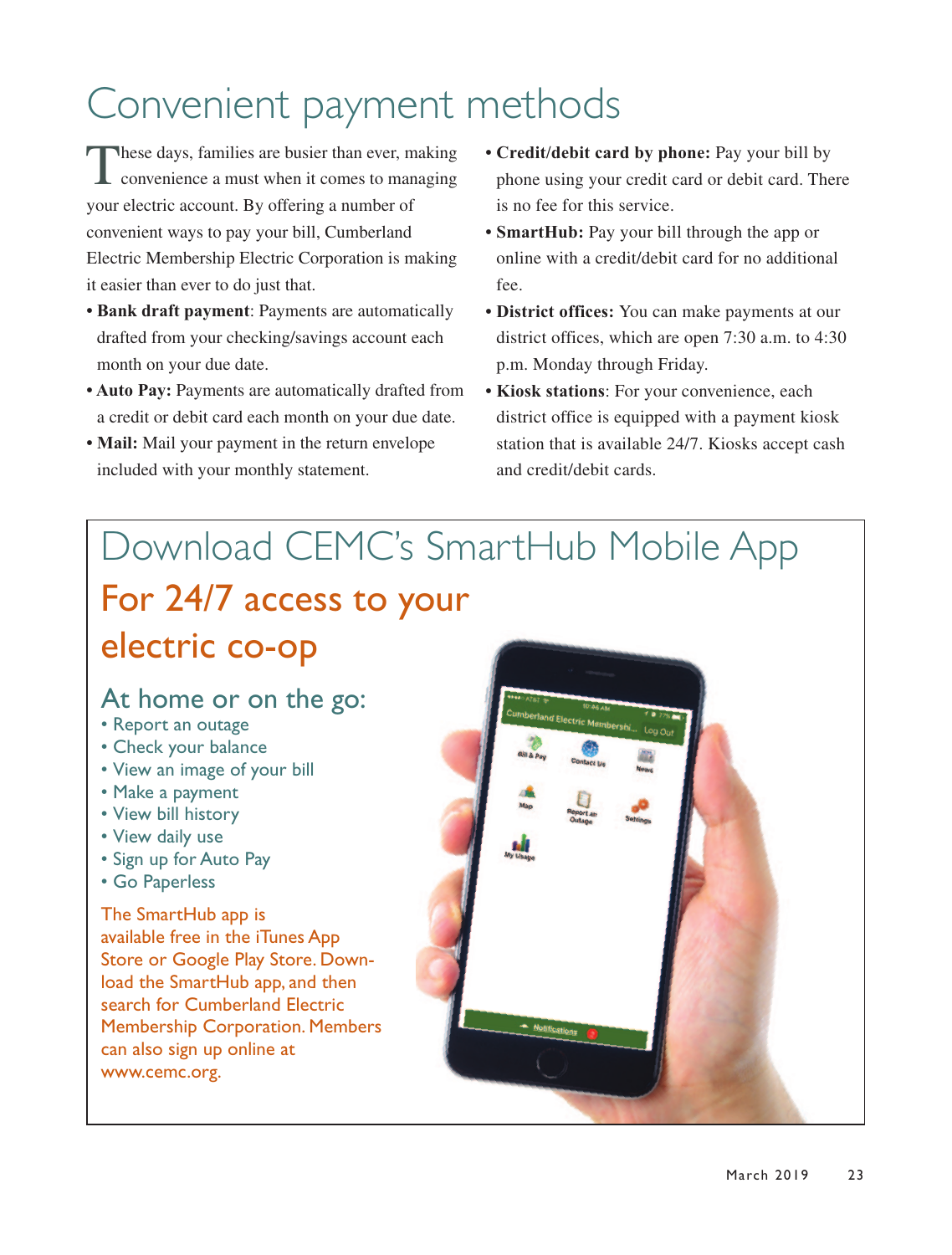# Convenient payment methods

These days, families are busier than ever, making convenience a must when it comes to managing your electric account. By offering a number of convenient ways to pay your bill, Cumberland Electric Membership Electric Corporation is making it easier than ever to do just that.

- **Bank draft payment**: Payments are automatically drafted from your checking/savings account each month on your due date.
- **Auto Pay:** Payments are automatically drafted from a credit or debit card each month on your due date.
- **Mail:** Mail your payment in the return envelope included with your monthly statement.
- **Credit/debit card by phone:** Pay your bill by phone using your credit card or debit card. There is no fee for this service.
- **SmartHub:** Pay your bill through the app or online with a credit/debit card for no additional fee.
- **District offices:** You can make payments at our district offices, which are open 7:30 a.m. to 4:30 p.m. Monday through Friday.
- **Kiosk stations**: For your convenience, each district office is equipped with a payment kiosk station that is available 24/7. Kiosks accept cash and credit/debit cards.

## Download CEMC's SmartHub Mobile App

### For 24/7 access to your electric co-op

### At home or on the go:

- Report an outage
- Check your balance
- View an image of your bill
- Make a payment
- View bill history
- View daily use
- Sign up for Auto Pay
- Go Paperless

The SmartHub app is available free in the iTunes App Store or Google Play Store. Download the SmartHub app, and then search for Cumberland Electric Membership Corporation. Members can also sign up online at www.cemc.org.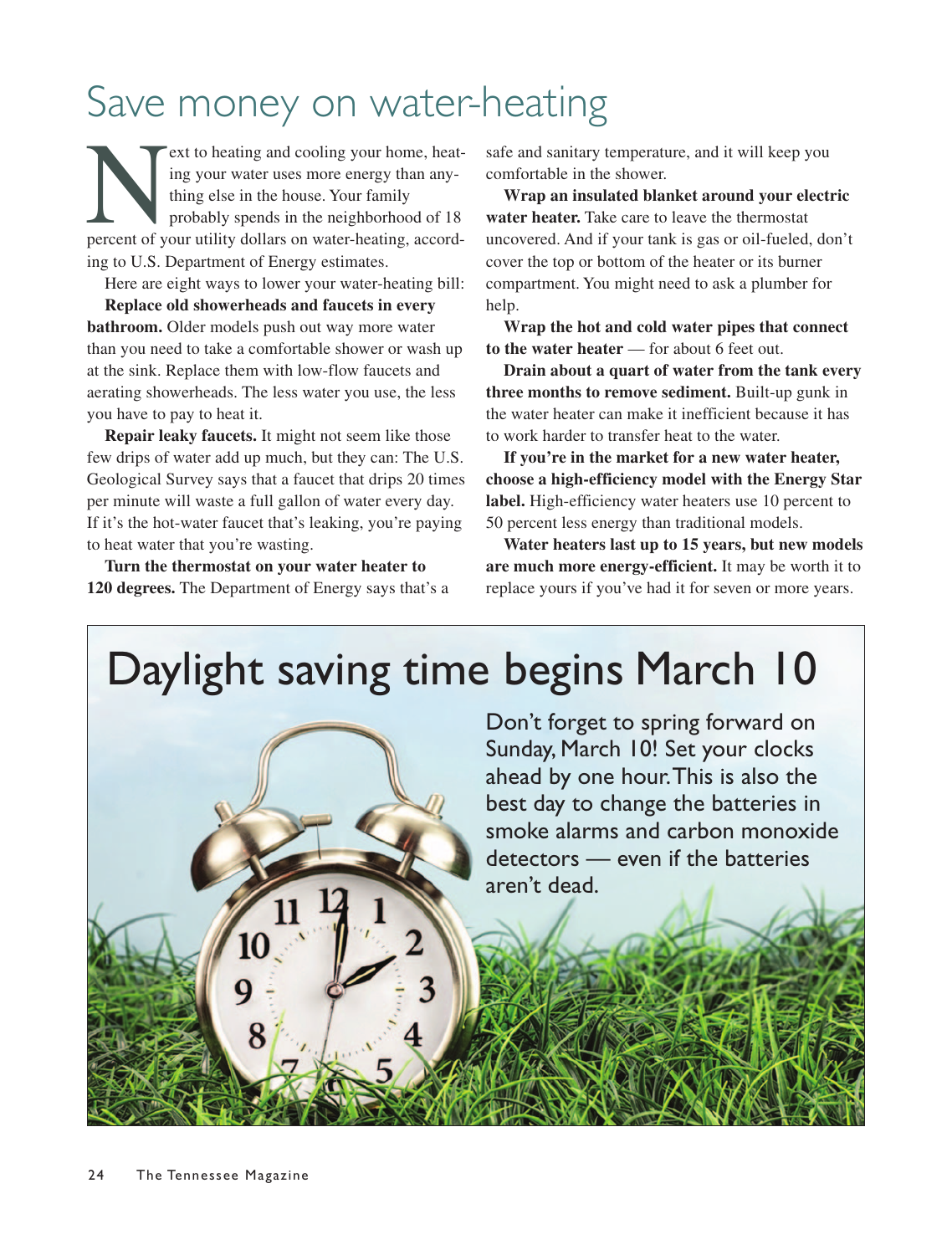# Save money on water-heating

Next to heating and cooling your home, heating your water uses more energy than anything else in the house. Your family probably spends in the neighborhood of 18 percent of your utility dollars on water-heating, according to U.S. Department of Energy estimates.

Here are eight ways to lower your water-heating bill:

**Replace old showerheads and faucets in every bathroom.** Older models push out way more water than you need to take a comfortable shower or wash up at the sink. Replace them with low-flow faucets and aerating showerheads. The less water you use, the less you have to pay to heat it.

**Repair leaky faucets.** It might not seem like those few drips of water add up much, but they can: The U.S. Geological Survey says that a faucet that drips 20 times per minute will waste a full gallon of water every day. If it's the hot-water faucet that's leaking, you're paying to heat water that you're wasting.

**Turn the thermostat on your water heater to 120 degrees.** The Department of Energy says that's a safe and sanitary temperature, and it will keep you comfortable in the shower.

**Wrap an insulated blanket around your electric water heater.** Take care to leave the thermostat uncovered. And if your tank is gas or oil-fueled, don't cover the top or bottom of the heater or its burner compartment. You might need to ask a plumber for help.

**Wrap the hot and cold water pipes that connect to the water heater** — for about 6 feet out.

**Drain about a quart of water from the tank every three months to remove sediment.** Built-up gunk in the water heater can make it inefficient because it has to work harder to transfer heat to the water.

**If you're in the market for a new water heater, choose a high-efficiency model with the Energy Star label.** High-efficiency water heaters use 10 percent to 50 percent less energy than traditional models.

**Water heaters last up to 15 years, but new models are much more energy-efficient.** It may be worth it to replace yours if you've had it for seven or more years.

## Daylight saving time begins March 10

Don't forget to spring forward on Sunday, March 10! Set your clocks ahead by one hour. This is also the best day to change the batteries in smoke alarms and carbon monoxide detectors — even if the batteries aren't dead.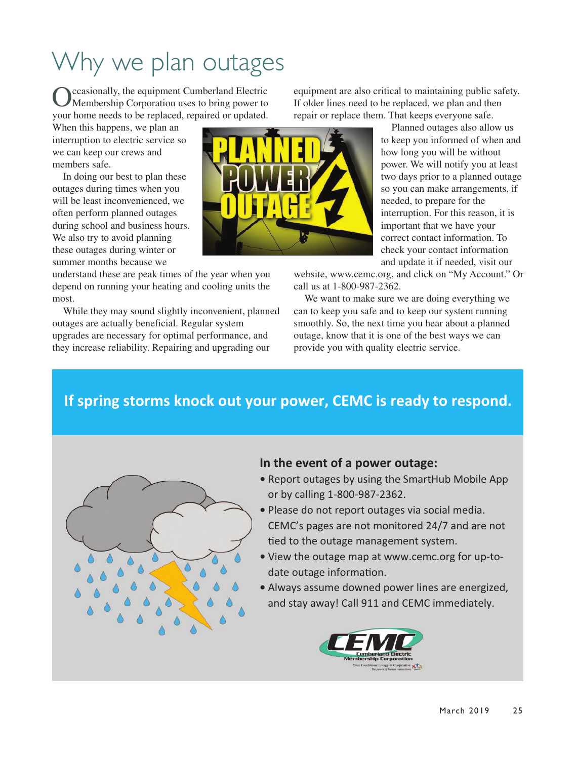# Why we plan outages

Occasionally, the equipment Cumberland Electric Membership Corporation uses to bring power to your home needs to be replaced, repaired or updated. When this happens, we plan an interruption to electric service so we can keep our crews and members safe.

In doing our best to plan these outages during times when you will be least inconvenienced, we often perform planned outages during school and business hours. We also try to avoid planning these outages during winter or summer months because we understand these are peak times of the year when you depend on running your heating and cooling units the most.

While they may sound slightly inconvenient, planned outages are actually beneficial. Regular system upgrades are necessary for optimal performance, and they increase reliability. Repairing and upgrading our equipment are also critical to maintaining public safety. If older lines need to be replaced, we plan and then repair or replace them. That keeps everyone safe.

Planned outages also allow us to keep you informed of when and how long you will be without power. We will notify you at least two days prior to a planned outage so you can make arrangements, if needed, to prepare for the interruption. For this reason, it is important that we have your correct contact information. To check your contact information and update it if needed, visit our website, www.cemc.org, and click on "My Account." Or call us at 1-800-987-2362.

We want to make sure we are doing everything we can to keep you safe and to keep our system running smoothly. So, the next time you hear about a planned outage, know that it is one of the best ways we can provide you with quality electric service.

## If spring storms knock out your power, CEMC is ready to respond.

### In the event of a power outage:

- Report outages by using the SmartHub Mobile App or by calling 1-800-987-2362.
- Please do not report outages via social media. CEMC's pages are not monitored 24/7 and are not tied to the outage management system.
- View the outage map at www.cemc.org for up-to-date outage information.
- Always assume downed power lines are energized, and stay away! Call 911 and CEMC immediately.

CEMC
Cumberland Electric Membership Corporation
Your Touchstone Energy® Cooperative
The power of human connections